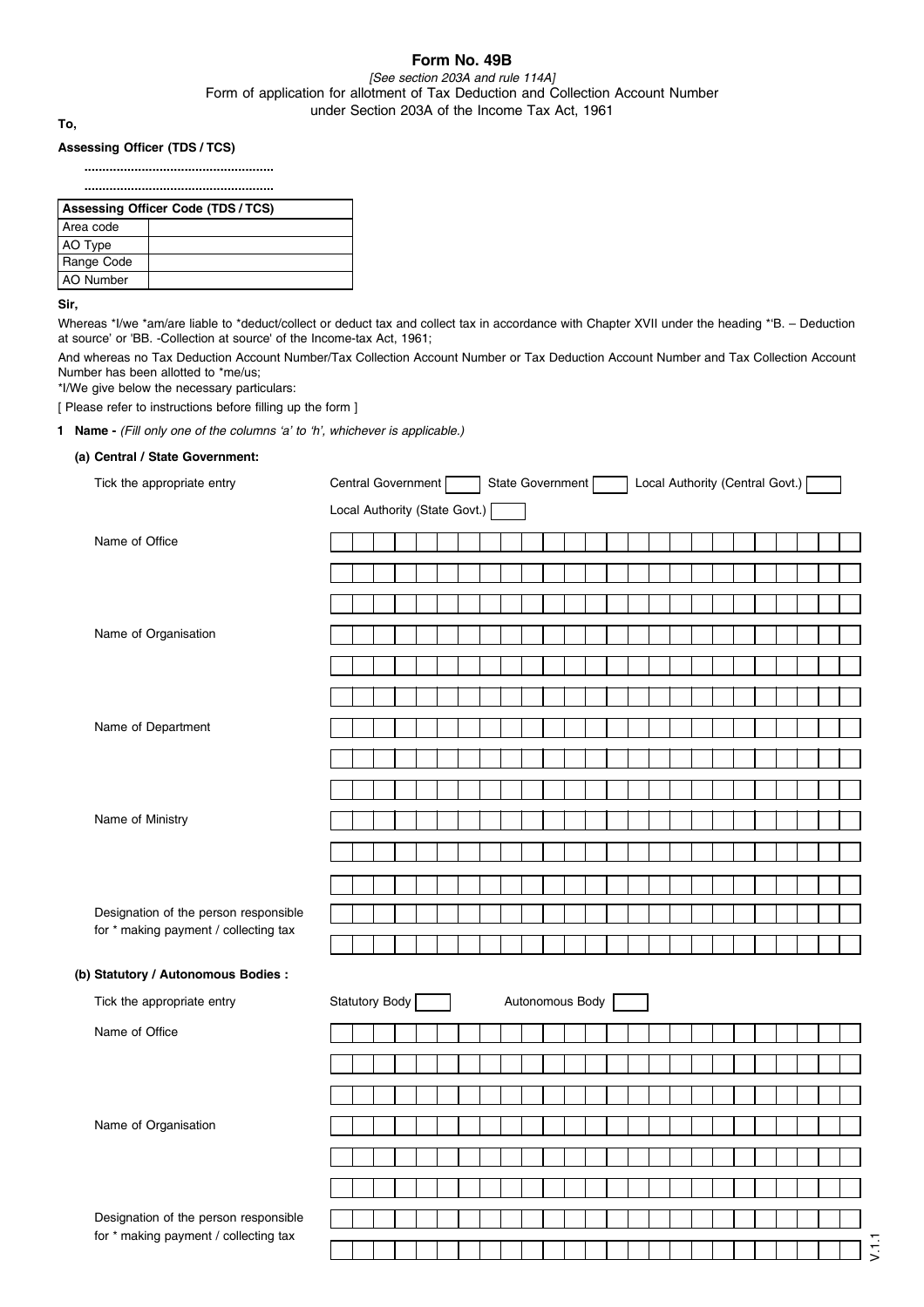# Form No. 49B

*[See section 203A and rule 114A]*

Form of application for allotment of Tax Deduction and Collection Account Number under Section 203A of the Income Tax Act, 1961

**To,**

**Assessing Officer (TDS / TCS)**

.....................................................

.....................................................

| Assessing Officer Code (TDS / TCS) | |
|---|---|
| Area code | |
| AO Type | |
| Range Code | |
| AO Number | |

**Sir,**

Whereas *I/we *am/are liable to *deduct/collect or deduct tax and collect tax in accordance with Chapter XVII under the heading *'B. – Deduction at source' or 'BB. -Collection at source' of the Income-tax Act, 1961;

And whereas no Tax Deduction Account Number/Tax Collection Account Number or Tax Deduction Account Number and Tax Collection Account Number has been allotted to *me/us;

*I/We give below the necessary particulars:

[ Please refer to instructions before filling up the form ]

**1 Name -** *(Fill only one of the columns 'a' to 'h', whichever is applicable.)*

**(a) Central / State Government:**

Tick the appropriate entry: Central Government ☐ State Government ☐ Local Authority (Central Govt.) ☐ Local Authority (State Govt.) ☐

Name of Office

Name of Organisation

Name of Department

Name of Ministry

Designation of the person responsible for * making payment / collecting tax

**(b) Statutory / Autonomous Bodies :**

Tick the appropriate entry: Statutory Body ☐ Autonomous Body ☐

Name of Office

Name of Organisation

Designation of the person responsible for * making payment / collecting tax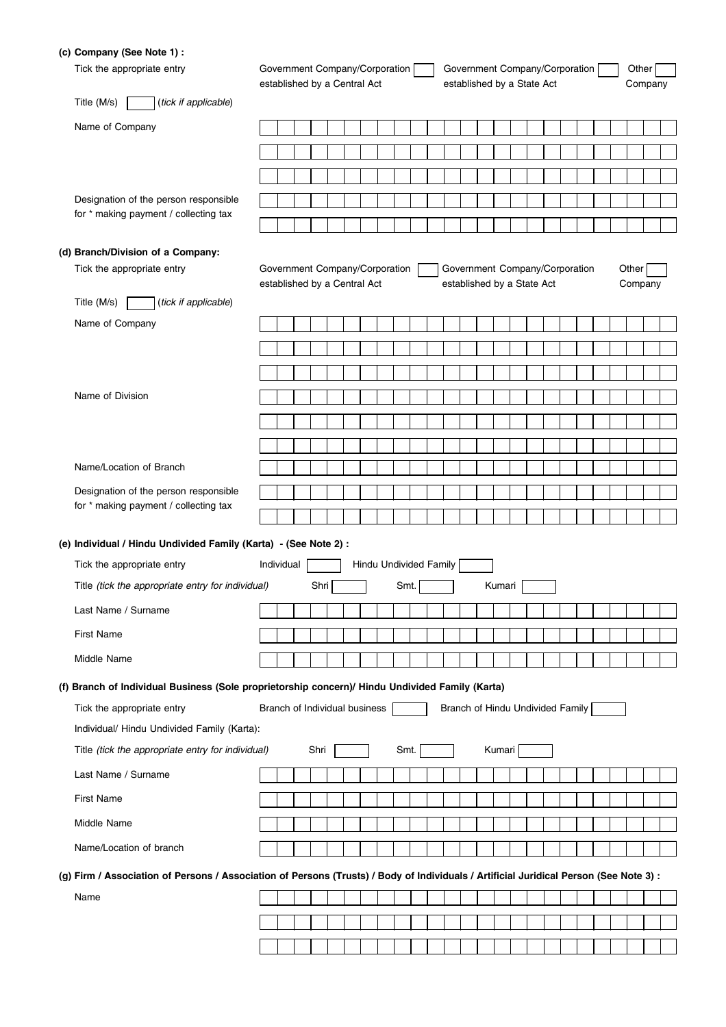**(c) Company (See Note 1) :**

Tick the appropriate entry: Government Company/Corporation established by a Central Act ☐ Government Company/Corporation established by a State Act ☐ Other Company ☐

Title (M/s) ☐ (*tick if applicable*)

Name of Company

Designation of the person responsible for * making payment / collecting tax

**(d) Branch/Division of a Company:**

Tick the appropriate entry: Government Company/Corporation established by a Central Act ☐ Government Company/Corporation established by a State Act Other Company ☐

Title (M/s) ☐ (*tick if applicable*)

Name of Company

Name of Division

Name/Location of Branch

Designation of the person responsible for * making payment / collecting tax

**(e) Individual / Hindu Undivided Family (Karta) - (See Note 2) :**

Tick the appropriate entry: Individual ☐ Hindu Undivided Family ☐

Title *(tick the appropriate entry for individual)*: Shri ☐ Smt. ☐ Kumari ☐

Last Name / Surname

First Name

Middle Name

**(f) Branch of Individual Business (Sole proprietorship concern)/ Hindu Undivided Family (Karta)**

Tick the appropriate entry: Branch of Individual business ☐ Branch of Hindu Undivided Family ☐

Individual/ Hindu Undivided Family (Karta):

Title *(tick the appropriate entry for individual)*: Shri ☐ Smt. ☐ Kumari ☐

Last Name / Surname

First Name

Middle Name

Name/Location of branch

**(g) Firm / Association of Persons / Association of Persons (Trusts) / Body of Individuals / Artificial Juridical Person (See Note 3) :**

Name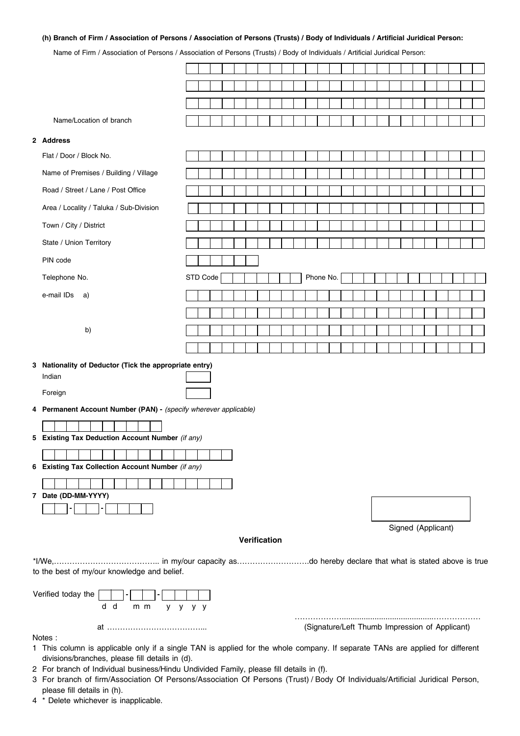**(h) Branch of Firm / Association of Persons / Association of Persons (Trusts) / Body of Individuals / Artificial Juridical Person:**

Name of Firm / Association of Persons / Association of Persons (Trusts) / Body of Individuals / Artificial Juridical Person:

Name/Location of branch

**2 Address**

Flat / Door / Block No.

Name of Premises / Building / Village

Road / Street / Lane / Post Office

Area / Locality / Taluka / Sub-Division

Town / City / District

State / Union Territory

PIN code

Telephone No. STD Code Phone No.

e-mail IDs a)

b)

**3 Nationality of Deductor (Tick the appropriate entry)**

Indian

Foreign

**4 Permanent Account Number (PAN) -** *(specify wherever applicable)*

**5 Existing Tax Deduction Account Number** *(if any)*

**6 Existing Tax Collection Account Number** *(if any)*

**7 Date (DD-MM-YYYY)**

Signed (Applicant)

**Verification**

*I/We,………………………………….. in my/our capacity as………………………do hereby declare that what is stated above is true to the best of my/our knowledge and belief.

Verified today the [ ][ ] - [ ][ ] - [ ][ ][ ][ ]
d d m m y y y y

at ………………………………...

………………...........................................………………
(Signature/Left Thumb Impression of Applicant)

Notes :

1 This column is applicable only if a single TAN is applied for the whole company. If separate TANs are applied for different divisions/branches, please fill details in (d).
2 For branch of Individual business/Hindu Undivided Family, please fill details in (f).
3 For branch of firm/Association Of Persons/Association Of Persons (Trust) / Body Of Individuals/Artificial Juridical Person, please fill details in (h).
4 * Delete whichever is inapplicable.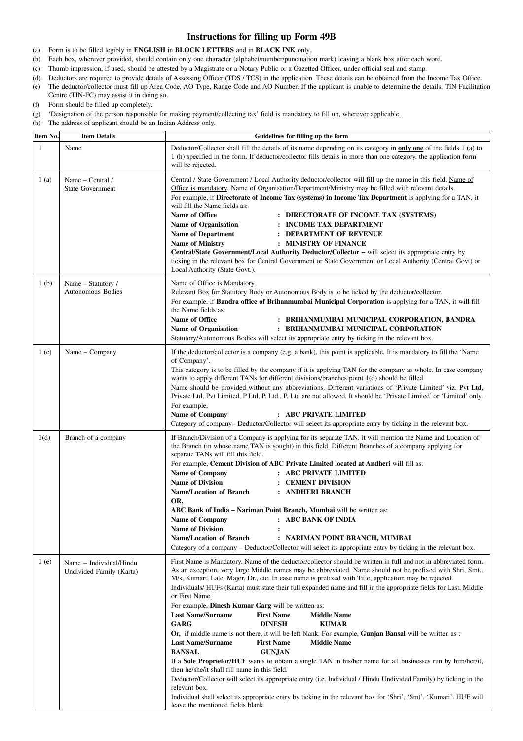# Instructions for filling up Form 49B

(a) Form is to be filled legibly in **ENGLISH** in **BLOCK LETTERS** and in **BLACK INK** only.
(b) Each box, wherever provided, should contain only one character (alphabet/number/punctuation mark) leaving a blank box after each word.
(c) Thumb impression, if used, should be attested by a Magistrate or a Notary Public or a Gazetted Officer, under official seal and stamp.
(d) Deductors are required to provide details of Assessing Officer (TDS / TCS) in the application. These details can be obtained from the Income Tax Office.
(e) The deductor/collector must fill up Area Code, AO Type, Range Code and AO Number. If the applicant is unable to determine the details, TIN Facilitation Centre (TIN-FC) may assist it in doing so.
(f) Form should be filled up completely.
(g) 'Designation of the person responsible for making payment/collecting tax' field is mandatory to fill up, wherever applicable.
(h) The address of applicant should be an Indian Address only.

| Item No. | Item Details | Guidelines for filling up the form |
|---|---|---|
| 1 | Name | Deductor/Collector shall fill the details of its name depending on its category in **only one** of the fields 1 (a) to 1 (h) specified in the form. If deductor/collector fills details in more than one category, the application form will be rejected. |
| 1 (a) | Name – Central / State Government | Central / State Government / Local Authority deductor/collector will fill up the name in this field. Name of Office is mandatory. Name of Organisation/Department/Ministry may be filled with relevant details.<br>For example, if **Directorate of Income Tax (systems) in Income Tax Department** is applying for a TAN, it will fill the Name fields as:<br>**Name of Office : DIRECTORATE OF INCOME TAX (SYSTEMS)**<br>**Name of Organisation : INCOME TAX DEPARTMENT**<br>**Name of Department : DEPARTMENT OF REVENUE**<br>**Name of Ministry : MINISTRY OF FINANCE**<br>**Central/State Government/Local Authority Deductor/Collector –** will select its appropriate entry by ticking in the relevant box for Central Government or State Government or Local Authority (Central Govt) or Local Authority (State Govt.). |
| 1 (b) | Name – Statutory / Autonomous Bodies | Name of Office is Mandatory.<br>Relevant Box for Statutory Body or Autonomous Body is to be ticked by the deductor/collector.<br>For example, if **Bandra office of Brihanmumbai Municipal Corporation** is applying for a TAN, it will fill the Name fields as:<br>**Name of Office : BRIHANMUMBAI MUNICIPAL CORPORATION, BANDRA**<br>**Name of Organisation : BRIHANMUMBAI MUNICIPAL CORPORATION**<br>Statutory/Autonomous Bodies will select its appropriate entry by ticking in the relevant box. |
| 1 (c) | Name – Company | If the deductor/collector is a company (e.g. a bank), this point is applicable. It is mandatory to fill the 'Name of Company'.<br>This category is to be filled by the company if it is applying TAN for the company as whole. In case company wants to apply different TANs for different divisions/branches point 1(d) should be filled.<br>Name should be provided without any abbreviations. Different variations of 'Private Limited' viz. Pvt Ltd, Private Ltd, Pvt Limited, P Ltd, P. Ltd., P. Ltd are not allowed. It should be 'Private Limited' or 'Limited' only.<br>For example,<br>**Name of Company : ABC PRIVATE LIMITED**<br>Category of company– Deductor/Collector will select its appropriate entry by ticking in the relevant box. |
| 1(d) | Branch of a company | If Branch/Division of a Company is applying for its separate TAN, it will mention the Name and Location of the Branch (in whose name TAN is sought) in this field. Different Branches of a company applying for separate TANs will fill this field.<br>For example, **Cement Division of ABC Private Limited located at Andheri** will fill as:<br>**Name of Company : ABC PRIVATE LIMITED**<br>**Name of Division : CEMENT DIVISION**<br>**Name/Location of Branch : ANDHERI BRANCH**<br>**OR,**<br>**ABC Bank of India – Nariman Point Branch, Mumbai** will be written as:<br>**Name of Company : ABC BANK OF INDIA**<br>**Name of Division :**<br>**Name/Location of Branch : NARIMAN POINT BRANCH, MUMBAI**<br>Category of a company – Deductor/Collector will select its appropriate entry by ticking in the relevant box. |
| 1 (e) | Name – Individual/Hindu Undivided Family (Karta) | First Name is Mandatory. Name of the deductor/collector should be written in full and not in abbreviated form. As an exception, very large Middle names may be abbreviated. Name should not be prefixed with Shri, Smt., M/s, Kumari, Late, Major, Dr., etc. In case name is prefixed with Title, application may be rejected.<br>Individuals/ HUFs (Karta) must state their full expanded name and fill in the appropriate fields for Last, Middle or First Name.<br>For example, **Dinesh Kumar Garg** will be written as:<br>**Last Name/Surname: GARG; First Name: DINESH; Middle Name: KUMAR**<br>**Or,** if middle name is not there, it will be left blank. For example, **Gunjan Bansal** will be written as :<br>**Last Name/Surname: BANSAL; First Name: GUNJAN; Middle Name:**<br>If a **Sole Proprietor/HUF** wants to obtain a single TAN in his/her name for all businesses run by him/her/it, then he/she/it shall fill name in this field.<br>Deductor/Collector will select its appropriate entry (i.e. Individual / Hindu Undivided Family) by ticking in the relevant box.<br>Individual shall select its appropriate entry by ticking in the relevant box for 'Shri', 'Smt', 'Kumari'. HUF will leave the mentioned fields blank. |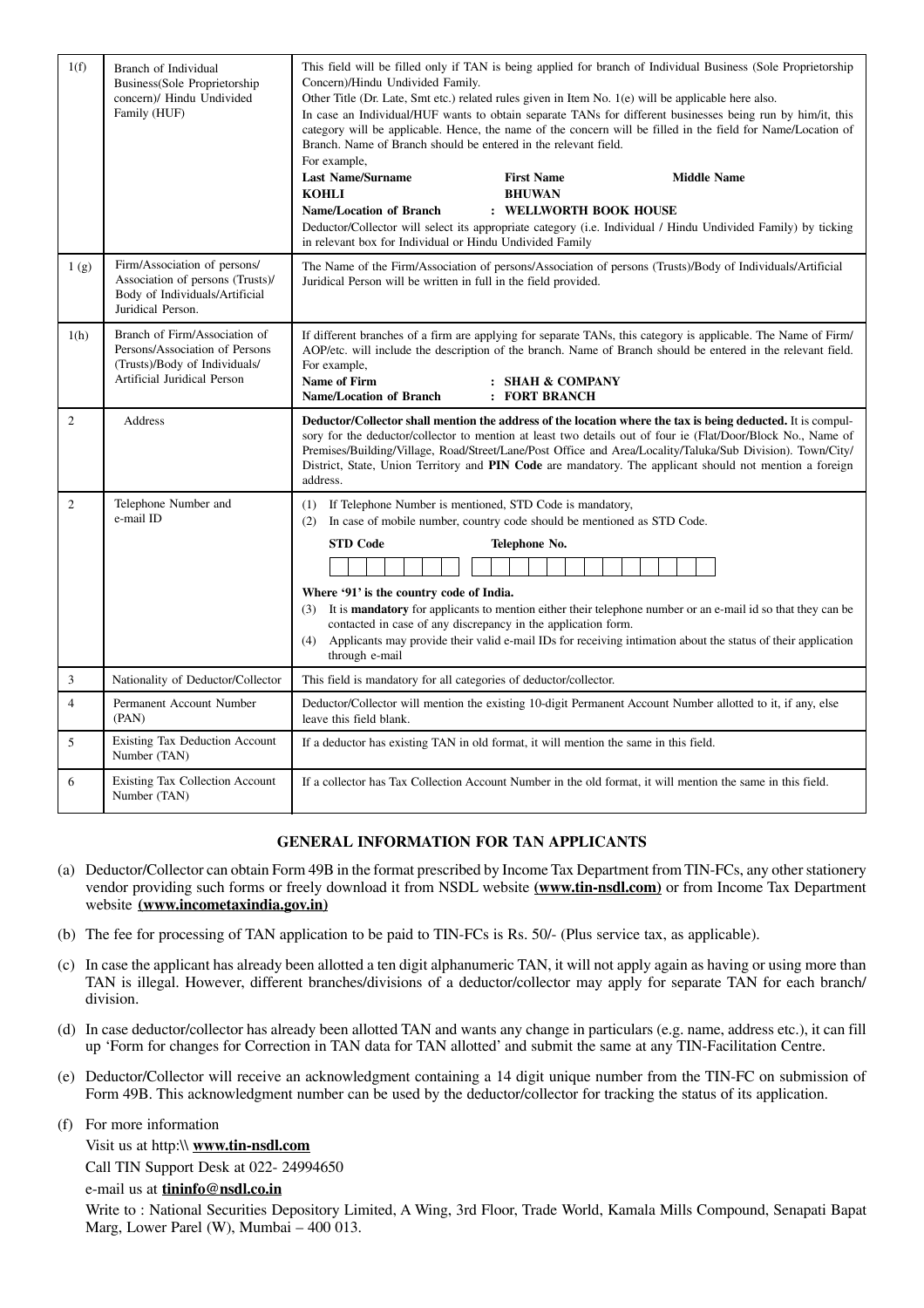| | | |
|---|---|---|
| 1(f) | Branch of Individual Business(Sole Proprietorship concern)/ Hindu Undivided Family (HUF) | This field will be filled only if TAN is being applied for branch of Individual Business (Sole Proprietorship Concern)/Hindu Undivided Family.<br>Other Title (Dr. Late, Smt etc.) related rules given in Item No. 1(e) will be applicable here also.<br>In case an Individual/HUF wants to obtain separate TANs for different businesses being run by him/it, this category will be applicable. Hence, the name of the concern will be filled in the field for Name/Location of Branch. Name of Branch should be entered in the relevant field.<br>For example,<br>**Last Name/Surname** **First Name** **Middle Name**<br>**KOHLI** **BHUWAN**<br>**Name/Location of Branch : WELLWORTH BOOK HOUSE**<br>Deductor/Collector will select its appropriate category (i.e. Individual / Hindu Undivided Family) by ticking in relevant box for Individual or Hindu Undivided Family |
| 1 (g) | Firm/Association of persons/ Association of persons (Trusts)/ Body of Individuals/Artificial Juridical Person. | The Name of the Firm/Association of persons/Association of persons (Trusts)/Body of Individuals/Artificial Juridical Person will be written in full in the field provided. |
| 1(h) | Branch of Firm/Association of Persons/Association of Persons (Trusts)/Body of Individuals/ Artificial Juridical Person | If different branches of a firm are applying for separate TANs, this category is applicable. The Name of Firm/ AOP/etc. will include the description of the branch. Name of Branch should be entered in the relevant field.<br>For example,<br>**Name of Firm : SHAH & COMPANY**<br>**Name/Location of Branch : FORT BRANCH** |
| 2 | Address | **Deductor/Collector shall mention the address of the location where the tax is being deducted.** It is compulsory for the deductor/collector to mention at least two details out of four ie (Flat/Door/Block No., Name of Premises/Building/Village, Road/Street/Lane/Post Office and Area/Locality/Taluka/Sub Division). Town/City/ District, State, Union Territory and **PIN Code** are mandatory. The applicant should not mention a foreign address. |
| 2 | Telephone Number and e-mail ID | (1) If Telephone Number is mentioned, STD Code is mandatory,<br>(2) In case of mobile number, country code should be mentioned as STD Code.<br>**STD Code** **Telephone No.**<br>**Where '91' is the country code of India.**<br>(3) It is **mandatory** for applicants to mention either their telephone number or an e-mail id so that they can be contacted in case of any discrepancy in the application form.<br>(4) Applicants may provide their valid e-mail IDs for receiving intimation about the status of their application through e-mail |
| 3 | Nationality of Deductor/Collector | This field is mandatory for all categories of deductor/collector. |
| 4 | Permanent Account Number (PAN) | Deductor/Collector will mention the existing 10-digit Permanent Account Number allotted to it, if any, else leave this field blank. |
| 5 | Existing Tax Deduction Account Number (TAN) | If a deductor has existing TAN in old format, it will mention the same in this field. |
| 6 | Existing Tax Collection Account Number (TAN) | If a collector has Tax Collection Account Number in the old format, it will mention the same in this field. |

## GENERAL INFORMATION FOR TAN APPLICANTS

(a) Deductor/Collector can obtain Form 49B in the format prescribed by Income Tax Department from TIN-FCs, any other stationery vendor providing such forms or freely download it from NSDL website **(www.tin-nsdl.com)** or from Income Tax Department website **(www.incometaxindia.gov.in)**

(b) The fee for processing of TAN application to be paid to TIN-FCs is Rs. 50/- (Plus service tax, as applicable).

(c) In case the applicant has already been allotted a ten digit alphanumeric TAN, it will not apply again as having or using more than TAN is illegal. However, different branches/divisions of a deductor/collector may apply for separate TAN for each branch/ division.

(d) In case deductor/collector has already been allotted TAN and wants any change in particulars (e.g. name, address etc.), it can fill up 'Form for changes for Correction in TAN data for TAN allotted' and submit the same at any TIN-Facilitation Centre.

(e) Deductor/Collector will receive an acknowledgment containing a 14 digit unique number from the TIN-FC on submission of Form 49B. This acknowledgment number can be used by the deductor/collector for tracking the status of its application.

(f) For more information

Visit us at http:\\ **www.tin-nsdl.com**

Call TIN Support Desk at 022- 24994650

e-mail us at **tininfo@nsdl.co.in**

Write to : National Securities Depository Limited, A Wing, 3rd Floor, Trade World, Kamala Mills Compound, Senapati Bapat Marg, Lower Parel (W), Mumbai – 400 013.